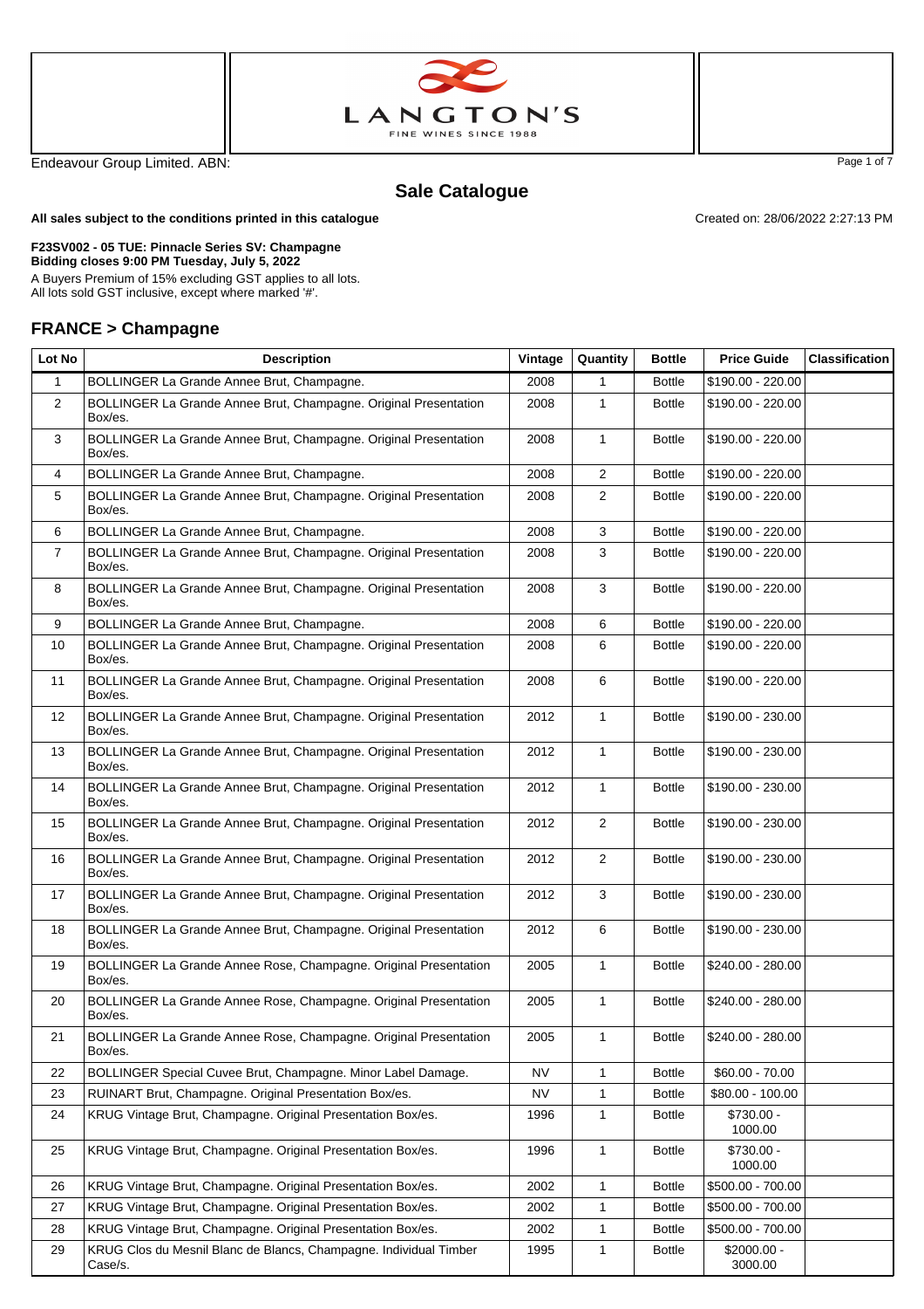LANGTON'S
FINE WINES SINCE 1988

Endeavour Group Limited. ABN:

## Sale Catalogue

**All sales subject to the conditions printed in this catalogue**

Created on: 28/06/2022 2:27:13 PM

**F23SV002 - 05 TUE: Pinnacle Series SV: Champagne**
**Bidding closes 9:00 PM Tuesday, July 5, 2022**
A Buyers Premium of 15% excluding GST applies to all lots.
All lots sold GST inclusive, except where marked '#'.

### FRANCE > Champagne

| Lot No | Description | Vintage | Quantity | Bottle | Price Guide | Classification |
|---|---|---|---|---|---|---|
| 1 | BOLLINGER La Grande Annee Brut, Champagne. | 2008 | 1 | Bottle | $190.00 - 220.00 | |
| 2 | BOLLINGER La Grande Annee Brut, Champagne. Original Presentation Box/es. | 2008 | 1 | Bottle | $190.00 - 220.00 | |
| 3 | BOLLINGER La Grande Annee Brut, Champagne. Original Presentation Box/es. | 2008 | 1 | Bottle | $190.00 - 220.00 | |
| 4 | BOLLINGER La Grande Annee Brut, Champagne. | 2008 | 2 | Bottle | $190.00 - 220.00 | |
| 5 | BOLLINGER La Grande Annee Brut, Champagne. Original Presentation Box/es. | 2008 | 2 | Bottle | $190.00 - 220.00 | |
| 6 | BOLLINGER La Grande Annee Brut, Champagne. | 2008 | 3 | Bottle | $190.00 - 220.00 | |
| 7 | BOLLINGER La Grande Annee Brut, Champagne. Original Presentation Box/es. | 2008 | 3 | Bottle | $190.00 - 220.00 | |
| 8 | BOLLINGER La Grande Annee Brut, Champagne. Original Presentation Box/es. | 2008 | 3 | Bottle | $190.00 - 220.00 | |
| 9 | BOLLINGER La Grande Annee Brut, Champagne. | 2008 | 6 | Bottle | $190.00 - 220.00 | |
| 10 | BOLLINGER La Grande Annee Brut, Champagne. Original Presentation Box/es. | 2008 | 6 | Bottle | $190.00 - 220.00 | |
| 11 | BOLLINGER La Grande Annee Brut, Champagne. Original Presentation Box/es. | 2008 | 6 | Bottle | $190.00 - 220.00 | |
| 12 | BOLLINGER La Grande Annee Brut, Champagne. Original Presentation Box/es. | 2012 | 1 | Bottle | $190.00 - 230.00 | |
| 13 | BOLLINGER La Grande Annee Brut, Champagne. Original Presentation Box/es. | 2012 | 1 | Bottle | $190.00 - 230.00 | |
| 14 | BOLLINGER La Grande Annee Brut, Champagne. Original Presentation Box/es. | 2012 | 1 | Bottle | $190.00 - 230.00 | |
| 15 | BOLLINGER La Grande Annee Brut, Champagne. Original Presentation Box/es. | 2012 | 2 | Bottle | $190.00 - 230.00 | |
| 16 | BOLLINGER La Grande Annee Brut, Champagne. Original Presentation Box/es. | 2012 | 2 | Bottle | $190.00 - 230.00 | |
| 17 | BOLLINGER La Grande Annee Brut, Champagne. Original Presentation Box/es. | 2012 | 3 | Bottle | $190.00 - 230.00 | |
| 18 | BOLLINGER La Grande Annee Brut, Champagne. Original Presentation Box/es. | 2012 | 6 | Bottle | $190.00 - 230.00 | |
| 19 | BOLLINGER La Grande Annee Rose, Champagne. Original Presentation Box/es. | 2005 | 1 | Bottle | $240.00 - 280.00 | |
| 20 | BOLLINGER La Grande Annee Rose, Champagne. Original Presentation Box/es. | 2005 | 1 | Bottle | $240.00 - 280.00 | |
| 21 | BOLLINGER La Grande Annee Rose, Champagne. Original Presentation Box/es. | 2005 | 1 | Bottle | $240.00 - 280.00 | |
| 22 | BOLLINGER Special Cuvee Brut, Champagne. Minor Label Damage. | NV | 1 | Bottle | $60.00 - 70.00 | |
| 23 | RUINART Brut, Champagne. Original Presentation Box/es. | NV | 1 | Bottle | $80.00 - 100.00 | |
| 24 | KRUG Vintage Brut, Champagne. Original Presentation Box/es. | 1996 | 1 | Bottle | $730.00 - 1000.00 | |
| 25 | KRUG Vintage Brut, Champagne. Original Presentation Box/es. | 1996 | 1 | Bottle | $730.00 - 1000.00 | |
| 26 | KRUG Vintage Brut, Champagne. Original Presentation Box/es. | 2002 | 1 | Bottle | $500.00 - 700.00 | |
| 27 | KRUG Vintage Brut, Champagne. Original Presentation Box/es. | 2002 | 1 | Bottle | $500.00 - 700.00 | |
| 28 | KRUG Vintage Brut, Champagne. Original Presentation Box/es. | 2002 | 1 | Bottle | $500.00 - 700.00 | |
| 29 | KRUG Clos du Mesnil Blanc de Blancs, Champagne. Individual Timber Case/s. | 1995 | 1 | Bottle | $2000.00 - 3000.00 | |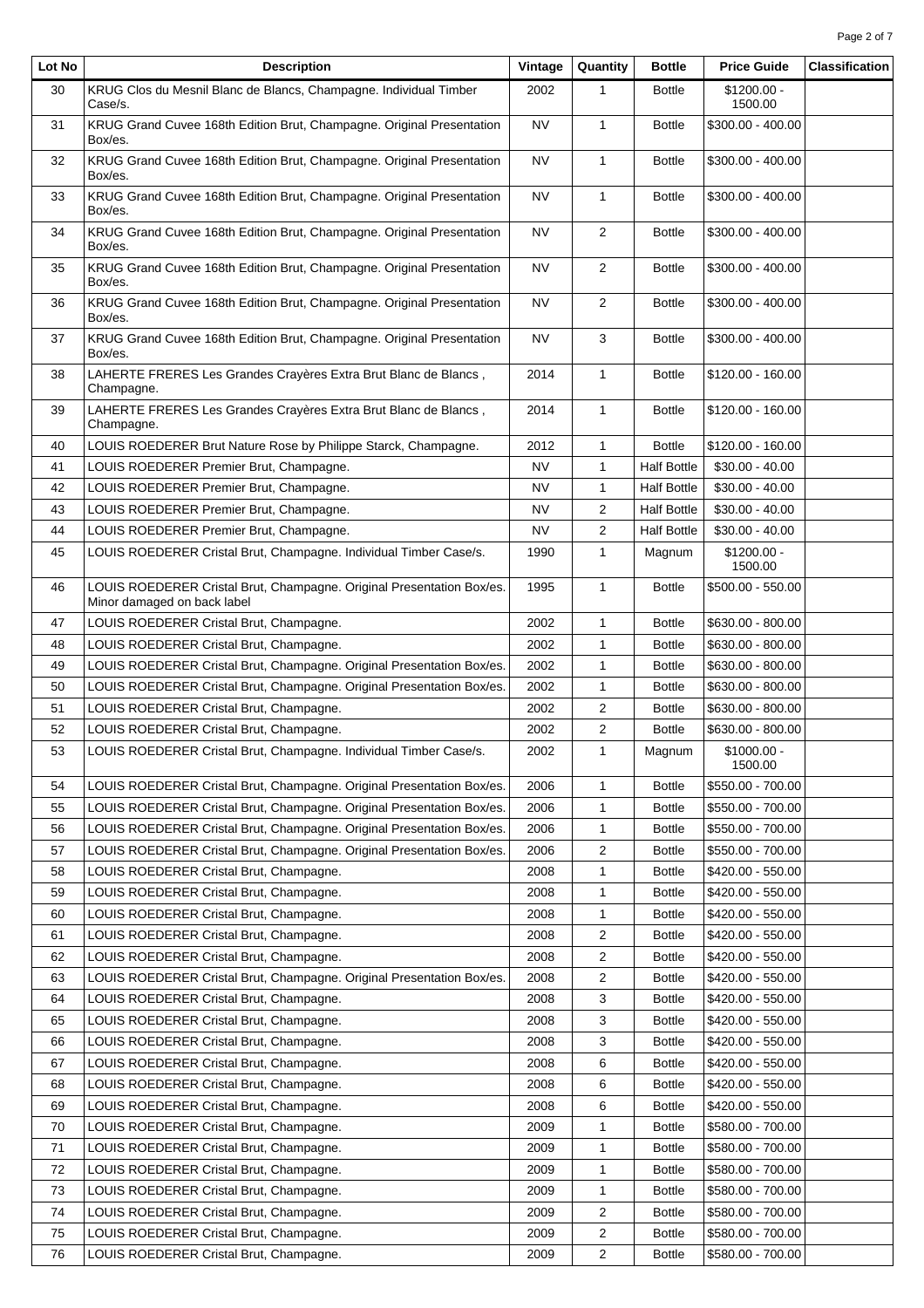| Lot No | Description | Vintage | Quantity | Bottle | Price Guide | Classification |
|---|---|---|---|---|---|---|
| 30 | KRUG Clos du Mesnil Blanc de Blancs, Champagne. Individual Timber Case/s. | 2002 | 1 | Bottle | $1200.00 - 1500.00 | |
| 31 | KRUG Grand Cuvee 168th Edition Brut, Champagne. Original Presentation Box/es. | NV | 1 | Bottle | $300.00 - 400.00 | |
| 32 | KRUG Grand Cuvee 168th Edition Brut, Champagne. Original Presentation Box/es. | NV | 1 | Bottle | $300.00 - 400.00 | |
| 33 | KRUG Grand Cuvee 168th Edition Brut, Champagne. Original Presentation Box/es. | NV | 1 | Bottle | $300.00 - 400.00 | |
| 34 | KRUG Grand Cuvee 168th Edition Brut, Champagne. Original Presentation Box/es. | NV | 2 | Bottle | $300.00 - 400.00 | |
| 35 | KRUG Grand Cuvee 168th Edition Brut, Champagne. Original Presentation Box/es. | NV | 2 | Bottle | $300.00 - 400.00 | |
| 36 | KRUG Grand Cuvee 168th Edition Brut, Champagne. Original Presentation Box/es. | NV | 2 | Bottle | $300.00 - 400.00 | |
| 37 | KRUG Grand Cuvee 168th Edition Brut, Champagne. Original Presentation Box/es. | NV | 3 | Bottle | $300.00 - 400.00 | |
| 38 | LAHERTE FRERES Les Grandes Crayères Extra Brut Blanc de Blancs , Champagne. | 2014 | 1 | Bottle | $120.00 - 160.00 | |
| 39 | LAHERTE FRERES Les Grandes Crayères Extra Brut Blanc de Blancs , Champagne. | 2014 | 1 | Bottle | $120.00 - 160.00 | |
| 40 | LOUIS ROEDERER Brut Nature Rose by Philippe Starck, Champagne. | 2012 | 1 | Bottle | $120.00 - 160.00 | |
| 41 | LOUIS ROEDERER Premier Brut, Champagne. | NV | 1 | Half Bottle | $30.00 - 40.00 | |
| 42 | LOUIS ROEDERER Premier Brut, Champagne. | NV | 1 | Half Bottle | $30.00 - 40.00 | |
| 43 | LOUIS ROEDERER Premier Brut, Champagne. | NV | 2 | Half Bottle | $30.00 - 40.00 | |
| 44 | LOUIS ROEDERER Premier Brut, Champagne. | NV | 2 | Half Bottle | $30.00 - 40.00 | |
| 45 | LOUIS ROEDERER Cristal Brut, Champagne. Individual Timber Case/s. | 1990 | 1 | Magnum | $1200.00 - 1500.00 | |
| 46 | LOUIS ROEDERER Cristal Brut, Champagne. Original Presentation Box/es. Minor damaged on back label | 1995 | 1 | Bottle | $500.00 - 550.00 | |
| 47 | LOUIS ROEDERER Cristal Brut, Champagne. | 2002 | 1 | Bottle | $630.00 - 800.00 | |
| 48 | LOUIS ROEDERER Cristal Brut, Champagne. | 2002 | 1 | Bottle | $630.00 - 800.00 | |
| 49 | LOUIS ROEDERER Cristal Brut, Champagne. Original Presentation Box/es. | 2002 | 1 | Bottle | $630.00 - 800.00 | |
| 50 | LOUIS ROEDERER Cristal Brut, Champagne. Original Presentation Box/es. | 2002 | 1 | Bottle | $630.00 - 800.00 | |
| 51 | LOUIS ROEDERER Cristal Brut, Champagne. | 2002 | 2 | Bottle | $630.00 - 800.00 | |
| 52 | LOUIS ROEDERER Cristal Brut, Champagne. | 2002 | 2 | Bottle | $630.00 - 800.00 | |
| 53 | LOUIS ROEDERER Cristal Brut, Champagne. Individual Timber Case/s. | 2002 | 1 | Magnum | $1000.00 - 1500.00 | |
| 54 | LOUIS ROEDERER Cristal Brut, Champagne. Original Presentation Box/es. | 2006 | 1 | Bottle | $550.00 - 700.00 | |
| 55 | LOUIS ROEDERER Cristal Brut, Champagne. Original Presentation Box/es. | 2006 | 1 | Bottle | $550.00 - 700.00 | |
| 56 | LOUIS ROEDERER Cristal Brut, Champagne. Original Presentation Box/es. | 2006 | 1 | Bottle | $550.00 - 700.00 | |
| 57 | LOUIS ROEDERER Cristal Brut, Champagne. Original Presentation Box/es. | 2006 | 2 | Bottle | $550.00 - 700.00 | |
| 58 | LOUIS ROEDERER Cristal Brut, Champagne. | 2008 | 1 | Bottle | $420.00 - 550.00 | |
| 59 | LOUIS ROEDERER Cristal Brut, Champagne. | 2008 | 1 | Bottle | $420.00 - 550.00 | |
| 60 | LOUIS ROEDERER Cristal Brut, Champagne. | 2008 | 1 | Bottle | $420.00 - 550.00 | |
| 61 | LOUIS ROEDERER Cristal Brut, Champagne. | 2008 | 2 | Bottle | $420.00 - 550.00 | |
| 62 | LOUIS ROEDERER Cristal Brut, Champagne. | 2008 | 2 | Bottle | $420.00 - 550.00 | |
| 63 | LOUIS ROEDERER Cristal Brut, Champagne. Original Presentation Box/es. | 2008 | 2 | Bottle | $420.00 - 550.00 | |
| 64 | LOUIS ROEDERER Cristal Brut, Champagne. | 2008 | 3 | Bottle | $420.00 - 550.00 | |
| 65 | LOUIS ROEDERER Cristal Brut, Champagne. | 2008 | 3 | Bottle | $420.00 - 550.00 | |
| 66 | LOUIS ROEDERER Cristal Brut, Champagne. | 2008 | 3 | Bottle | $420.00 - 550.00 | |
| 67 | LOUIS ROEDERER Cristal Brut, Champagne. | 2008 | 6 | Bottle | $420.00 - 550.00 | |
| 68 | LOUIS ROEDERER Cristal Brut, Champagne. | 2008 | 6 | Bottle | $420.00 - 550.00 | |
| 69 | LOUIS ROEDERER Cristal Brut, Champagne. | 2008 | 6 | Bottle | $420.00 - 550.00 | |
| 70 | LOUIS ROEDERER Cristal Brut, Champagne. | 2009 | 1 | Bottle | $580.00 - 700.00 | |
| 71 | LOUIS ROEDERER Cristal Brut, Champagne. | 2009 | 1 | Bottle | $580.00 - 700.00 | |
| 72 | LOUIS ROEDERER Cristal Brut, Champagne. | 2009 | 1 | Bottle | $580.00 - 700.00 | |
| 73 | LOUIS ROEDERER Cristal Brut, Champagne. | 2009 | 1 | Bottle | $580.00 - 700.00 | |
| 74 | LOUIS ROEDERER Cristal Brut, Champagne. | 2009 | 2 | Bottle | $580.00 - 700.00 | |
| 75 | LOUIS ROEDERER Cristal Brut, Champagne. | 2009 | 2 | Bottle | $580.00 - 700.00 | |
| 76 | LOUIS ROEDERER Cristal Brut, Champagne. | 2009 | 2 | Bottle | $580.00 - 700.00 | |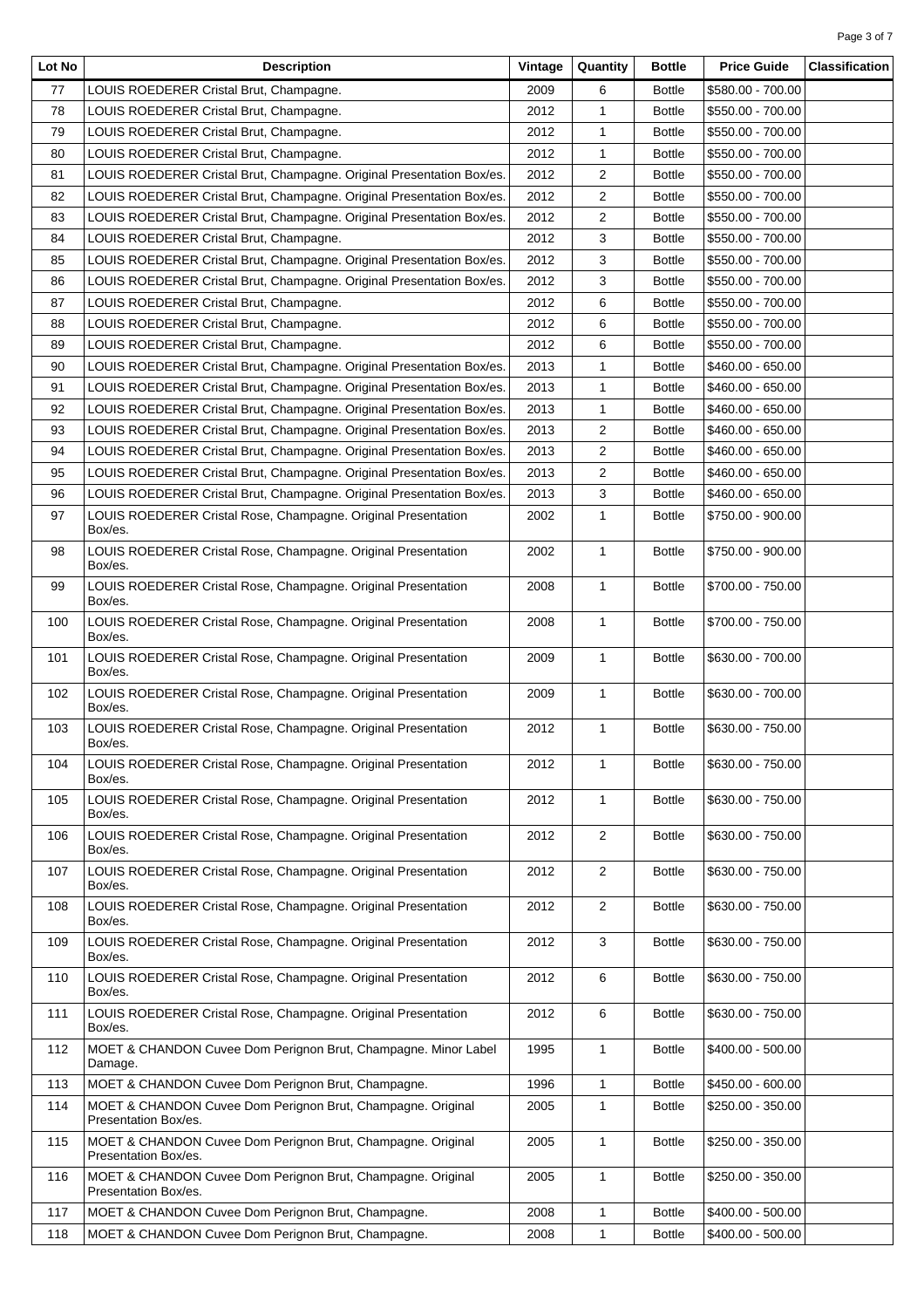| Lot No | Description | Vintage | Quantity | Bottle | Price Guide | Classification |
|---|---|---|---|---|---|---|
| 77 | LOUIS ROEDERER Cristal Brut, Champagne. | 2009 | 6 | Bottle | $580.00 - 700.00 | |
| 78 | LOUIS ROEDERER Cristal Brut, Champagne. | 2012 | 1 | Bottle | $550.00 - 700.00 | |
| 79 | LOUIS ROEDERER Cristal Brut, Champagne. | 2012 | 1 | Bottle | $550.00 - 700.00 | |
| 80 | LOUIS ROEDERER Cristal Brut, Champagne. | 2012 | 1 | Bottle | $550.00 - 700.00 | |
| 81 | LOUIS ROEDERER Cristal Brut, Champagne. Original Presentation Box/es. | 2012 | 2 | Bottle | $550.00 - 700.00 | |
| 82 | LOUIS ROEDERER Cristal Brut, Champagne. Original Presentation Box/es. | 2012 | 2 | Bottle | $550.00 - 700.00 | |
| 83 | LOUIS ROEDERER Cristal Brut, Champagne. Original Presentation Box/es. | 2012 | 2 | Bottle | $550.00 - 700.00 | |
| 84 | LOUIS ROEDERER Cristal Brut, Champagne. | 2012 | 3 | Bottle | $550.00 - 700.00 | |
| 85 | LOUIS ROEDERER Cristal Brut, Champagne. Original Presentation Box/es. | 2012 | 3 | Bottle | $550.00 - 700.00 | |
| 86 | LOUIS ROEDERER Cristal Brut, Champagne. Original Presentation Box/es. | 2012 | 3 | Bottle | $550.00 - 700.00 | |
| 87 | LOUIS ROEDERER Cristal Brut, Champagne. | 2012 | 6 | Bottle | $550.00 - 700.00 | |
| 88 | LOUIS ROEDERER Cristal Brut, Champagne. | 2012 | 6 | Bottle | $550.00 - 700.00 | |
| 89 | LOUIS ROEDERER Cristal Brut, Champagne. | 2012 | 6 | Bottle | $550.00 - 700.00 | |
| 90 | LOUIS ROEDERER Cristal Brut, Champagne. Original Presentation Box/es. | 2013 | 1 | Bottle | $460.00 - 650.00 | |
| 91 | LOUIS ROEDERER Cristal Brut, Champagne. Original Presentation Box/es. | 2013 | 1 | Bottle | $460.00 - 650.00 | |
| 92 | LOUIS ROEDERER Cristal Brut, Champagne. Original Presentation Box/es. | 2013 | 1 | Bottle | $460.00 - 650.00 | |
| 93 | LOUIS ROEDERER Cristal Brut, Champagne. Original Presentation Box/es. | 2013 | 2 | Bottle | $460.00 - 650.00 | |
| 94 | LOUIS ROEDERER Cristal Brut, Champagne. Original Presentation Box/es. | 2013 | 2 | Bottle | $460.00 - 650.00 | |
| 95 | LOUIS ROEDERER Cristal Brut, Champagne. Original Presentation Box/es. | 2013 | 2 | Bottle | $460.00 - 650.00 | |
| 96 | LOUIS ROEDERER Cristal Brut, Champagne. Original Presentation Box/es. | 2013 | 3 | Bottle | $460.00 - 650.00 | |
| 97 | LOUIS ROEDERER Cristal Rose, Champagne. Original Presentation Box/es. | 2002 | 1 | Bottle | $750.00 - 900.00 | |
| 98 | LOUIS ROEDERER Cristal Rose, Champagne. Original Presentation Box/es. | 2002 | 1 | Bottle | $750.00 - 900.00 | |
| 99 | LOUIS ROEDERER Cristal Rose, Champagne. Original Presentation Box/es. | 2008 | 1 | Bottle | $700.00 - 750.00 | |
| 100 | LOUIS ROEDERER Cristal Rose, Champagne. Original Presentation Box/es. | 2008 | 1 | Bottle | $700.00 - 750.00 | |
| 101 | LOUIS ROEDERER Cristal Rose, Champagne. Original Presentation Box/es. | 2009 | 1 | Bottle | $630.00 - 700.00 | |
| 102 | LOUIS ROEDERER Cristal Rose, Champagne. Original Presentation Box/es. | 2009 | 1 | Bottle | $630.00 - 700.00 | |
| 103 | LOUIS ROEDERER Cristal Rose, Champagne. Original Presentation Box/es. | 2012 | 1 | Bottle | $630.00 - 750.00 | |
| 104 | LOUIS ROEDERER Cristal Rose, Champagne. Original Presentation Box/es. | 2012 | 1 | Bottle | $630.00 - 750.00 | |
| 105 | LOUIS ROEDERER Cristal Rose, Champagne. Original Presentation Box/es. | 2012 | 1 | Bottle | $630.00 - 750.00 | |
| 106 | LOUIS ROEDERER Cristal Rose, Champagne. Original Presentation Box/es. | 2012 | 2 | Bottle | $630.00 - 750.00 | |
| 107 | LOUIS ROEDERER Cristal Rose, Champagne. Original Presentation Box/es. | 2012 | 2 | Bottle | $630.00 - 750.00 | |
| 108 | LOUIS ROEDERER Cristal Rose, Champagne. Original Presentation Box/es. | 2012 | 2 | Bottle | $630.00 - 750.00 | |
| 109 | LOUIS ROEDERER Cristal Rose, Champagne. Original Presentation Box/es. | 2012 | 3 | Bottle | $630.00 - 750.00 | |
| 110 | LOUIS ROEDERER Cristal Rose, Champagne. Original Presentation Box/es. | 2012 | 6 | Bottle | $630.00 - 750.00 | |
| 111 | LOUIS ROEDERER Cristal Rose, Champagne. Original Presentation Box/es. | 2012 | 6 | Bottle | $630.00 - 750.00 | |
| 112 | MOET & CHANDON Cuvee Dom Perignon Brut, Champagne. Minor Label Damage. | 1995 | 1 | Bottle | $400.00 - 500.00 | |
| 113 | MOET & CHANDON Cuvee Dom Perignon Brut, Champagne. | 1996 | 1 | Bottle | $450.00 - 600.00 | |
| 114 | MOET & CHANDON Cuvee Dom Perignon Brut, Champagne. Original Presentation Box/es. | 2005 | 1 | Bottle | $250.00 - 350.00 | |
| 115 | MOET & CHANDON Cuvee Dom Perignon Brut, Champagne. Original Presentation Box/es. | 2005 | 1 | Bottle | $250.00 - 350.00 | |
| 116 | MOET & CHANDON Cuvee Dom Perignon Brut, Champagne. Original Presentation Box/es. | 2005 | 1 | Bottle | $250.00 - 350.00 | |
| 117 | MOET & CHANDON Cuvee Dom Perignon Brut, Champagne. | 2008 | 1 | Bottle | $400.00 - 500.00 | |
| 118 | MOET & CHANDON Cuvee Dom Perignon Brut, Champagne. | 2008 | 1 | Bottle | $400.00 - 500.00 | |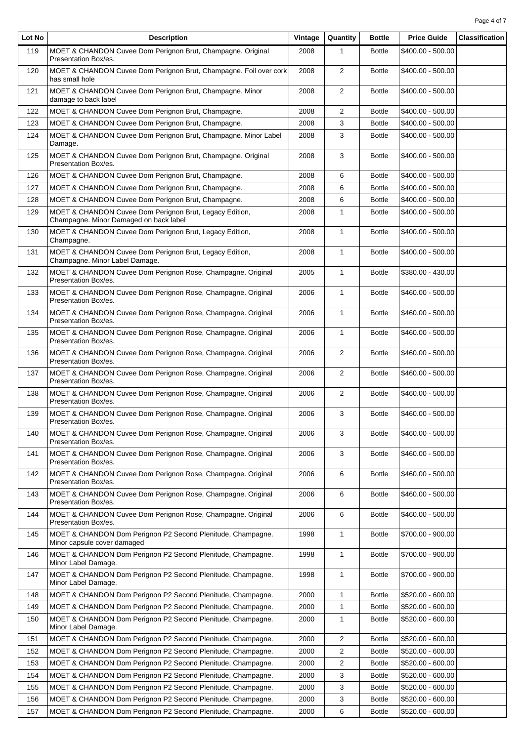| Lot No | Description | Vintage | Quantity | Bottle | Price Guide | Classification |
|---|---|---|---|---|---|---|
| 119 | MOET & CHANDON Cuvee Dom Perignon Brut, Champagne. Original Presentation Box/es. | 2008 | 1 | Bottle | $400.00 - 500.00 | |
| 120 | MOET & CHANDON Cuvee Dom Perignon Brut, Champagne. Foil over cork has small hole | 2008 | 2 | Bottle | $400.00 - 500.00 | |
| 121 | MOET & CHANDON Cuvee Dom Perignon Brut, Champagne. Minor damage to back label | 2008 | 2 | Bottle | $400.00 - 500.00 | |
| 122 | MOET & CHANDON Cuvee Dom Perignon Brut, Champagne. | 2008 | 2 | Bottle | $400.00 - 500.00 | |
| 123 | MOET & CHANDON Cuvee Dom Perignon Brut, Champagne. | 2008 | 3 | Bottle | $400.00 - 500.00 | |
| 124 | MOET & CHANDON Cuvee Dom Perignon Brut, Champagne. Minor Label Damage. | 2008 | 3 | Bottle | $400.00 - 500.00 | |
| 125 | MOET & CHANDON Cuvee Dom Perignon Brut, Champagne. Original Presentation Box/es. | 2008 | 3 | Bottle | $400.00 - 500.00 | |
| 126 | MOET & CHANDON Cuvee Dom Perignon Brut, Champagne. | 2008 | 6 | Bottle | $400.00 - 500.00 | |
| 127 | MOET & CHANDON Cuvee Dom Perignon Brut, Champagne. | 2008 | 6 | Bottle | $400.00 - 500.00 | |
| 128 | MOET & CHANDON Cuvee Dom Perignon Brut, Champagne. | 2008 | 6 | Bottle | $400.00 - 500.00 | |
| 129 | MOET & CHANDON Cuvee Dom Perignon Brut, Legacy Edition, Champagne. Minor Damaged on back label | 2008 | 1 | Bottle | $400.00 - 500.00 | |
| 130 | MOET & CHANDON Cuvee Dom Perignon Brut, Legacy Edition, Champagne. | 2008 | 1 | Bottle | $400.00 - 500.00 | |
| 131 | MOET & CHANDON Cuvee Dom Perignon Brut, Legacy Edition, Champagne. Minor Label Damage. | 2008 | 1 | Bottle | $400.00 - 500.00 | |
| 132 | MOET & CHANDON Cuvee Dom Perignon Rose, Champagne. Original Presentation Box/es. | 2005 | 1 | Bottle | $380.00 - 430.00 | |
| 133 | MOET & CHANDON Cuvee Dom Perignon Rose, Champagne. Original Presentation Box/es. | 2006 | 1 | Bottle | $460.00 - 500.00 | |
| 134 | MOET & CHANDON Cuvee Dom Perignon Rose, Champagne. Original Presentation Box/es. | 2006 | 1 | Bottle | $460.00 - 500.00 | |
| 135 | MOET & CHANDON Cuvee Dom Perignon Rose, Champagne. Original Presentation Box/es. | 2006 | 1 | Bottle | $460.00 - 500.00 | |
| 136 | MOET & CHANDON Cuvee Dom Perignon Rose, Champagne. Original Presentation Box/es. | 2006 | 2 | Bottle | $460.00 - 500.00 | |
| 137 | MOET & CHANDON Cuvee Dom Perignon Rose, Champagne. Original Presentation Box/es. | 2006 | 2 | Bottle | $460.00 - 500.00 | |
| 138 | MOET & CHANDON Cuvee Dom Perignon Rose, Champagne. Original Presentation Box/es. | 2006 | 2 | Bottle | $460.00 - 500.00 | |
| 139 | MOET & CHANDON Cuvee Dom Perignon Rose, Champagne. Original Presentation Box/es. | 2006 | 3 | Bottle | $460.00 - 500.00 | |
| 140 | MOET & CHANDON Cuvee Dom Perignon Rose, Champagne. Original Presentation Box/es. | 2006 | 3 | Bottle | $460.00 - 500.00 | |
| 141 | MOET & CHANDON Cuvee Dom Perignon Rose, Champagne. Original Presentation Box/es. | 2006 | 3 | Bottle | $460.00 - 500.00 | |
| 142 | MOET & CHANDON Cuvee Dom Perignon Rose, Champagne. Original Presentation Box/es. | 2006 | 6 | Bottle | $460.00 - 500.00 | |
| 143 | MOET & CHANDON Cuvee Dom Perignon Rose, Champagne. Original Presentation Box/es. | 2006 | 6 | Bottle | $460.00 - 500.00 | |
| 144 | MOET & CHANDON Cuvee Dom Perignon Rose, Champagne. Original Presentation Box/es. | 2006 | 6 | Bottle | $460.00 - 500.00 | |
| 145 | MOET & CHANDON Dom Perignon P2 Second Plenitude, Champagne. Minor capsule cover damaged | 1998 | 1 | Bottle | $700.00 - 900.00 | |
| 146 | MOET & CHANDON Dom Perignon P2 Second Plenitude, Champagne. Minor Label Damage. | 1998 | 1 | Bottle | $700.00 - 900.00 | |
| 147 | MOET & CHANDON Dom Perignon P2 Second Plenitude, Champagne. Minor Label Damage. | 1998 | 1 | Bottle | $700.00 - 900.00 | |
| 148 | MOET & CHANDON Dom Perignon P2 Second Plenitude, Champagne. | 2000 | 1 | Bottle | $520.00 - 600.00 | |
| 149 | MOET & CHANDON Dom Perignon P2 Second Plenitude, Champagne. | 2000 | 1 | Bottle | $520.00 - 600.00 | |
| 150 | MOET & CHANDON Dom Perignon P2 Second Plenitude, Champagne. Minor Label Damage. | 2000 | 1 | Bottle | $520.00 - 600.00 | |
| 151 | MOET & CHANDON Dom Perignon P2 Second Plenitude, Champagne. | 2000 | 2 | Bottle | $520.00 - 600.00 | |
| 152 | MOET & CHANDON Dom Perignon P2 Second Plenitude, Champagne. | 2000 | 2 | Bottle | $520.00 - 600.00 | |
| 153 | MOET & CHANDON Dom Perignon P2 Second Plenitude, Champagne. | 2000 | 2 | Bottle | $520.00 - 600.00 | |
| 154 | MOET & CHANDON Dom Perignon P2 Second Plenitude, Champagne. | 2000 | 3 | Bottle | $520.00 - 600.00 | |
| 155 | MOET & CHANDON Dom Perignon P2 Second Plenitude, Champagne. | 2000 | 3 | Bottle | $520.00 - 600.00 | |
| 156 | MOET & CHANDON Dom Perignon P2 Second Plenitude, Champagne. | 2000 | 3 | Bottle | $520.00 - 600.00 | |
| 157 | MOET & CHANDON Dom Perignon P2 Second Plenitude, Champagne. | 2000 | 6 | Bottle | $520.00 - 600.00 | |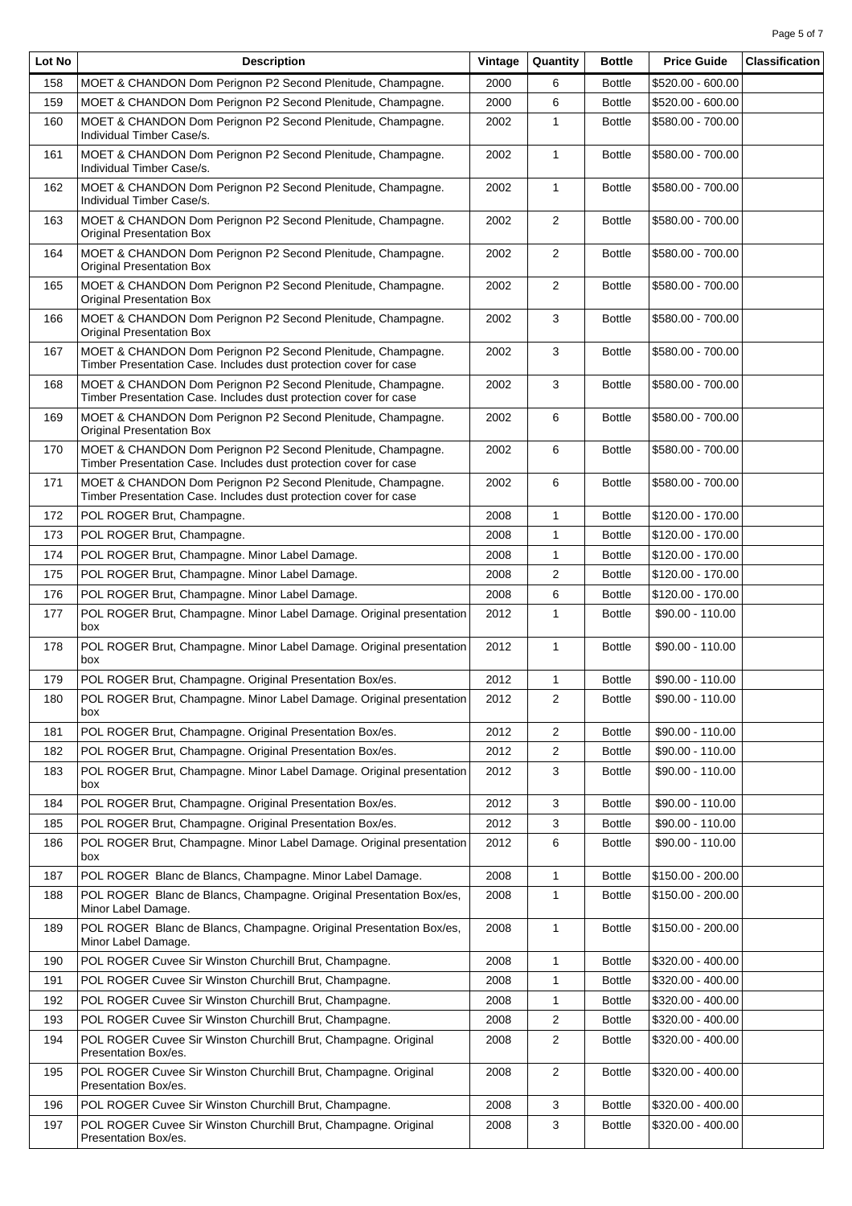| Lot No | Description | Vintage | Quantity | Bottle | Price Guide | Classification |
|---|---|---|---|---|---|---|
| 158 | MOET & CHANDON Dom Perignon P2 Second Plenitude, Champagne. | 2000 | 6 | Bottle | $520.00 - 600.00 | |
| 159 | MOET & CHANDON Dom Perignon P2 Second Plenitude, Champagne. | 2000 | 6 | Bottle | $520.00 - 600.00 | |
| 160 | MOET & CHANDON Dom Perignon P2 Second Plenitude, Champagne. Individual Timber Case/s. | 2002 | 1 | Bottle | $580.00 - 700.00 | |
| 161 | MOET & CHANDON Dom Perignon P2 Second Plenitude, Champagne. Individual Timber Case/s. | 2002 | 1 | Bottle | $580.00 - 700.00 | |
| 162 | MOET & CHANDON Dom Perignon P2 Second Plenitude, Champagne. Individual Timber Case/s. | 2002 | 1 | Bottle | $580.00 - 700.00 | |
| 163 | MOET & CHANDON Dom Perignon P2 Second Plenitude, Champagne. Original Presentation Box | 2002 | 2 | Bottle | $580.00 - 700.00 | |
| 164 | MOET & CHANDON Dom Perignon P2 Second Plenitude, Champagne. Original Presentation Box | 2002 | 2 | Bottle | $580.00 - 700.00 | |
| 165 | MOET & CHANDON Dom Perignon P2 Second Plenitude, Champagne. Original Presentation Box | 2002 | 2 | Bottle | $580.00 - 700.00 | |
| 166 | MOET & CHANDON Dom Perignon P2 Second Plenitude, Champagne. Original Presentation Box | 2002 | 3 | Bottle | $580.00 - 700.00 | |
| 167 | MOET & CHANDON Dom Perignon P2 Second Plenitude, Champagne. Timber Presentation Case. Includes dust protection cover for case | 2002 | 3 | Bottle | $580.00 - 700.00 | |
| 168 | MOET & CHANDON Dom Perignon P2 Second Plenitude, Champagne. Timber Presentation Case. Includes dust protection cover for case | 2002 | 3 | Bottle | $580.00 - 700.00 | |
| 169 | MOET & CHANDON Dom Perignon P2 Second Plenitude, Champagne. Original Presentation Box | 2002 | 6 | Bottle | $580.00 - 700.00 | |
| 170 | MOET & CHANDON Dom Perignon P2 Second Plenitude, Champagne. Timber Presentation Case. Includes dust protection cover for case | 2002 | 6 | Bottle | $580.00 - 700.00 | |
| 171 | MOET & CHANDON Dom Perignon P2 Second Plenitude, Champagne. Timber Presentation Case. Includes dust protection cover for case | 2002 | 6 | Bottle | $580.00 - 700.00 | |
| 172 | POL ROGER Brut, Champagne. | 2008 | 1 | Bottle | $120.00 - 170.00 | |
| 173 | POL ROGER Brut, Champagne. | 2008 | 1 | Bottle | $120.00 - 170.00 | |
| 174 | POL ROGER Brut, Champagne. Minor Label Damage. | 2008 | 1 | Bottle | $120.00 - 170.00 | |
| 175 | POL ROGER Brut, Champagne. Minor Label Damage. | 2008 | 2 | Bottle | $120.00 - 170.00 | |
| 176 | POL ROGER Brut, Champagne. Minor Label Damage. | 2008 | 6 | Bottle | $120.00 - 170.00 | |
| 177 | POL ROGER Brut, Champagne. Minor Label Damage. Original presentation box | 2012 | 1 | Bottle | $90.00 - 110.00 | |
| 178 | POL ROGER Brut, Champagne. Minor Label Damage. Original presentation box | 2012 | 1 | Bottle | $90.00 - 110.00 | |
| 179 | POL ROGER Brut, Champagne. Original Presentation Box/es. | 2012 | 1 | Bottle | $90.00 - 110.00 | |
| 180 | POL ROGER Brut, Champagne. Minor Label Damage. Original presentation box | 2012 | 2 | Bottle | $90.00 - 110.00 | |
| 181 | POL ROGER Brut, Champagne. Original Presentation Box/es. | 2012 | 2 | Bottle | $90.00 - 110.00 | |
| 182 | POL ROGER Brut, Champagne. Original Presentation Box/es. | 2012 | 2 | Bottle | $90.00 - 110.00 | |
| 183 | POL ROGER Brut, Champagne. Minor Label Damage. Original presentation box | 2012 | 3 | Bottle | $90.00 - 110.00 | |
| 184 | POL ROGER Brut, Champagne. Original Presentation Box/es. | 2012 | 3 | Bottle | $90.00 - 110.00 | |
| 185 | POL ROGER Brut, Champagne. Original Presentation Box/es. | 2012 | 3 | Bottle | $90.00 - 110.00 | |
| 186 | POL ROGER Brut, Champagne. Minor Label Damage. Original presentation box | 2012 | 6 | Bottle | $90.00 - 110.00 | |
| 187 | POL ROGER Blanc de Blancs, Champagne. Minor Label Damage. | 2008 | 1 | Bottle | $150.00 - 200.00 | |
| 188 | POL ROGER Blanc de Blancs, Champagne. Original Presentation Box/es, Minor Label Damage. | 2008 | 1 | Bottle | $150.00 - 200.00 | |
| 189 | POL ROGER Blanc de Blancs, Champagne. Original Presentation Box/es, Minor Label Damage. | 2008 | 1 | Bottle | $150.00 - 200.00 | |
| 190 | POL ROGER Cuvee Sir Winston Churchill Brut, Champagne. | 2008 | 1 | Bottle | $320.00 - 400.00 | |
| 191 | POL ROGER Cuvee Sir Winston Churchill Brut, Champagne. | 2008 | 1 | Bottle | $320.00 - 400.00 | |
| 192 | POL ROGER Cuvee Sir Winston Churchill Brut, Champagne. | 2008 | 1 | Bottle | $320.00 - 400.00 | |
| 193 | POL ROGER Cuvee Sir Winston Churchill Brut, Champagne. | 2008 | 2 | Bottle | $320.00 - 400.00 | |
| 194 | POL ROGER Cuvee Sir Winston Churchill Brut, Champagne. Original Presentation Box/es. | 2008 | 2 | Bottle | $320.00 - 400.00 | |
| 195 | POL ROGER Cuvee Sir Winston Churchill Brut, Champagne. Original Presentation Box/es. | 2008 | 2 | Bottle | $320.00 - 400.00 | |
| 196 | POL ROGER Cuvee Sir Winston Churchill Brut, Champagne. | 2008 | 3 | Bottle | $320.00 - 400.00 | |
| 197 | POL ROGER Cuvee Sir Winston Churchill Brut, Champagne. Original Presentation Box/es. | 2008 | 3 | Bottle | $320.00 - 400.00 | |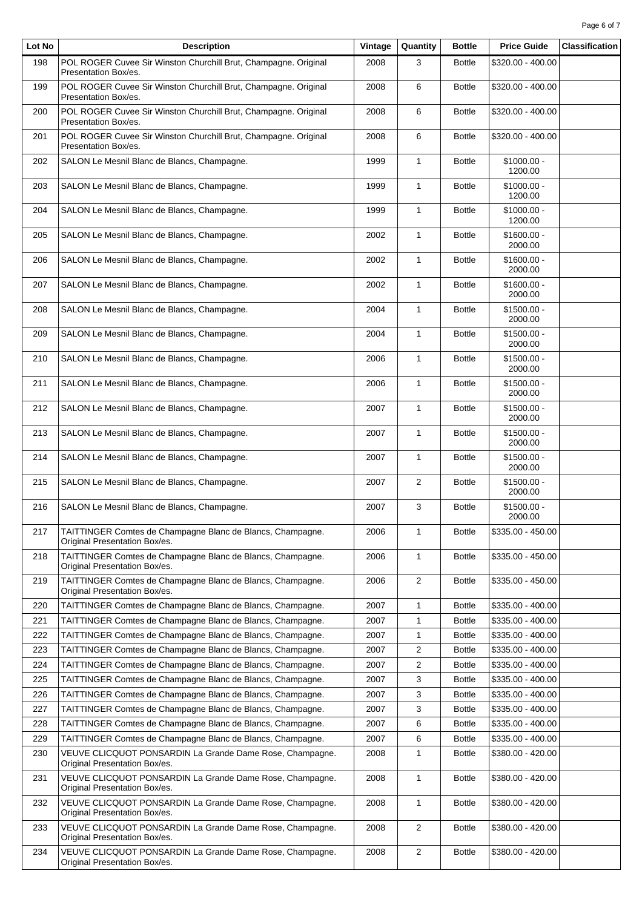| Lot No | Description | Vintage | Quantity | Bottle | Price Guide | Classification |
|---|---|---|---|---|---|---|
| 198 | POL ROGER Cuvee Sir Winston Churchill Brut, Champagne. Original Presentation Box/es. | 2008 | 3 | Bottle | $320.00 - 400.00 | |
| 199 | POL ROGER Cuvee Sir Winston Churchill Brut, Champagne. Original Presentation Box/es. | 2008 | 6 | Bottle | $320.00 - 400.00 | |
| 200 | POL ROGER Cuvee Sir Winston Churchill Brut, Champagne. Original Presentation Box/es. | 2008 | 6 | Bottle | $320.00 - 400.00 | |
| 201 | POL ROGER Cuvee Sir Winston Churchill Brut, Champagne. Original Presentation Box/es. | 2008 | 6 | Bottle | $320.00 - 400.00 | |
| 202 | SALON Le Mesnil Blanc de Blancs, Champagne. | 1999 | 1 | Bottle | $1000.00 - 1200.00 | |
| 203 | SALON Le Mesnil Blanc de Blancs, Champagne. | 1999 | 1 | Bottle | $1000.00 - 1200.00 | |
| 204 | SALON Le Mesnil Blanc de Blancs, Champagne. | 1999 | 1 | Bottle | $1000.00 - 1200.00 | |
| 205 | SALON Le Mesnil Blanc de Blancs, Champagne. | 2002 | 1 | Bottle | $1600.00 - 2000.00 | |
| 206 | SALON Le Mesnil Blanc de Blancs, Champagne. | 2002 | 1 | Bottle | $1600.00 - 2000.00 | |
| 207 | SALON Le Mesnil Blanc de Blancs, Champagne. | 2002 | 1 | Bottle | $1600.00 - 2000.00 | |
| 208 | SALON Le Mesnil Blanc de Blancs, Champagne. | 2004 | 1 | Bottle | $1500.00 - 2000.00 | |
| 209 | SALON Le Mesnil Blanc de Blancs, Champagne. | 2004 | 1 | Bottle | $1500.00 - 2000.00 | |
| 210 | SALON Le Mesnil Blanc de Blancs, Champagne. | 2006 | 1 | Bottle | $1500.00 - 2000.00 | |
| 211 | SALON Le Mesnil Blanc de Blancs, Champagne. | 2006 | 1 | Bottle | $1500.00 - 2000.00 | |
| 212 | SALON Le Mesnil Blanc de Blancs, Champagne. | 2007 | 1 | Bottle | $1500.00 - 2000.00 | |
| 213 | SALON Le Mesnil Blanc de Blancs, Champagne. | 2007 | 1 | Bottle | $1500.00 - 2000.00 | |
| 214 | SALON Le Mesnil Blanc de Blancs, Champagne. | 2007 | 1 | Bottle | $1500.00 - 2000.00 | |
| 215 | SALON Le Mesnil Blanc de Blancs, Champagne. | 2007 | 2 | Bottle | $1500.00 - 2000.00 | |
| 216 | SALON Le Mesnil Blanc de Blancs, Champagne. | 2007 | 3 | Bottle | $1500.00 - 2000.00 | |
| 217 | TAITTINGER Comtes de Champagne Blanc de Blancs, Champagne. Original Presentation Box/es. | 2006 | 1 | Bottle | $335.00 - 450.00 | |
| 218 | TAITTINGER Comtes de Champagne Blanc de Blancs, Champagne. Original Presentation Box/es. | 2006 | 1 | Bottle | $335.00 - 450.00 | |
| 219 | TAITTINGER Comtes de Champagne Blanc de Blancs, Champagne. Original Presentation Box/es. | 2006 | 2 | Bottle | $335.00 - 450.00 | |
| 220 | TAITTINGER Comtes de Champagne Blanc de Blancs, Champagne. | 2007 | 1 | Bottle | $335.00 - 400.00 | |
| 221 | TAITTINGER Comtes de Champagne Blanc de Blancs, Champagne. | 2007 | 1 | Bottle | $335.00 - 400.00 | |
| 222 | TAITTINGER Comtes de Champagne Blanc de Blancs, Champagne. | 2007 | 1 | Bottle | $335.00 - 400.00 | |
| 223 | TAITTINGER Comtes de Champagne Blanc de Blancs, Champagne. | 2007 | 2 | Bottle | $335.00 - 400.00 | |
| 224 | TAITTINGER Comtes de Champagne Blanc de Blancs, Champagne. | 2007 | 2 | Bottle | $335.00 - 400.00 | |
| 225 | TAITTINGER Comtes de Champagne Blanc de Blancs, Champagne. | 2007 | 3 | Bottle | $335.00 - 400.00 | |
| 226 | TAITTINGER Comtes de Champagne Blanc de Blancs, Champagne. | 2007 | 3 | Bottle | $335.00 - 400.00 | |
| 227 | TAITTINGER Comtes de Champagne Blanc de Blancs, Champagne. | 2007 | 3 | Bottle | $335.00 - 400.00 | |
| 228 | TAITTINGER Comtes de Champagne Blanc de Blancs, Champagne. | 2007 | 6 | Bottle | $335.00 - 400.00 | |
| 229 | TAITTINGER Comtes de Champagne Blanc de Blancs, Champagne. | 2007 | 6 | Bottle | $335.00 - 400.00 | |
| 230 | VEUVE CLICQUOT PONSARDIN La Grande Dame Rose, Champagne. Original Presentation Box/es. | 2008 | 1 | Bottle | $380.00 - 420.00 | |
| 231 | VEUVE CLICQUOT PONSARDIN La Grande Dame Rose, Champagne. Original Presentation Box/es. | 2008 | 1 | Bottle | $380.00 - 420.00 | |
| 232 | VEUVE CLICQUOT PONSARDIN La Grande Dame Rose, Champagne. Original Presentation Box/es. | 2008 | 1 | Bottle | $380.00 - 420.00 | |
| 233 | VEUVE CLICQUOT PONSARDIN La Grande Dame Rose, Champagne. Original Presentation Box/es. | 2008 | 2 | Bottle | $380.00 - 420.00 | |
| 234 | VEUVE CLICQUOT PONSARDIN La Grande Dame Rose, Champagne. Original Presentation Box/es. | 2008 | 2 | Bottle | $380.00 - 420.00 | |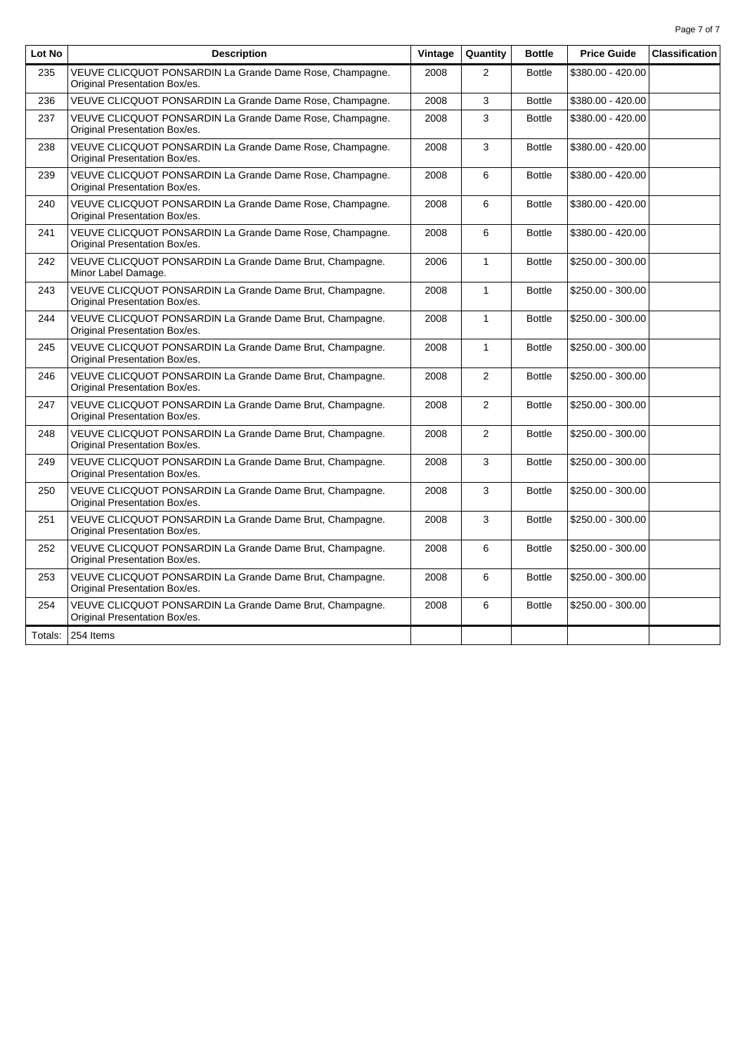| Lot No | Description | Vintage | Quantity | Bottle | Price Guide | Classification |
|---|---|---|---|---|---|---|
| 235 | VEUVE CLICQUOT PONSARDIN La Grande Dame Rose, Champagne. Original Presentation Box/es. | 2008 | 2 | Bottle | $380.00 - 420.00 | |
| 236 | VEUVE CLICQUOT PONSARDIN La Grande Dame Rose, Champagne. | 2008 | 3 | Bottle | $380.00 - 420.00 | |
| 237 | VEUVE CLICQUOT PONSARDIN La Grande Dame Rose, Champagne. Original Presentation Box/es. | 2008 | 3 | Bottle | $380.00 - 420.00 | |
| 238 | VEUVE CLICQUOT PONSARDIN La Grande Dame Rose, Champagne. Original Presentation Box/es. | 2008 | 3 | Bottle | $380.00 - 420.00 | |
| 239 | VEUVE CLICQUOT PONSARDIN La Grande Dame Rose, Champagne. Original Presentation Box/es. | 2008 | 6 | Bottle | $380.00 - 420.00 | |
| 240 | VEUVE CLICQUOT PONSARDIN La Grande Dame Rose, Champagne. Original Presentation Box/es. | 2008 | 6 | Bottle | $380.00 - 420.00 | |
| 241 | VEUVE CLICQUOT PONSARDIN La Grande Dame Rose, Champagne. Original Presentation Box/es. | 2008 | 6 | Bottle | $380.00 - 420.00 | |
| 242 | VEUVE CLICQUOT PONSARDIN La Grande Dame Brut, Champagne. Minor Label Damage. | 2006 | 1 | Bottle | $250.00 - 300.00 | |
| 243 | VEUVE CLICQUOT PONSARDIN La Grande Dame Brut, Champagne. Original Presentation Box/es. | 2008 | 1 | Bottle | $250.00 - 300.00 | |
| 244 | VEUVE CLICQUOT PONSARDIN La Grande Dame Brut, Champagne. Original Presentation Box/es. | 2008 | 1 | Bottle | $250.00 - 300.00 | |
| 245 | VEUVE CLICQUOT PONSARDIN La Grande Dame Brut, Champagne. Original Presentation Box/es. | 2008 | 1 | Bottle | $250.00 - 300.00 | |
| 246 | VEUVE CLICQUOT PONSARDIN La Grande Dame Brut, Champagne. Original Presentation Box/es. | 2008 | 2 | Bottle | $250.00 - 300.00 | |
| 247 | VEUVE CLICQUOT PONSARDIN La Grande Dame Brut, Champagne. Original Presentation Box/es. | 2008 | 2 | Bottle | $250.00 - 300.00 | |
| 248 | VEUVE CLICQUOT PONSARDIN La Grande Dame Brut, Champagne. Original Presentation Box/es. | 2008 | 2 | Bottle | $250.00 - 300.00 | |
| 249 | VEUVE CLICQUOT PONSARDIN La Grande Dame Brut, Champagne. Original Presentation Box/es. | 2008 | 3 | Bottle | $250.00 - 300.00 | |
| 250 | VEUVE CLICQUOT PONSARDIN La Grande Dame Brut, Champagne. Original Presentation Box/es. | 2008 | 3 | Bottle | $250.00 - 300.00 | |
| 251 | VEUVE CLICQUOT PONSARDIN La Grande Dame Brut, Champagne. Original Presentation Box/es. | 2008 | 3 | Bottle | $250.00 - 300.00 | |
| 252 | VEUVE CLICQUOT PONSARDIN La Grande Dame Brut, Champagne. Original Presentation Box/es. | 2008 | 6 | Bottle | $250.00 - 300.00 | |
| 253 | VEUVE CLICQUOT PONSARDIN La Grande Dame Brut, Champagne. Original Presentation Box/es. | 2008 | 6 | Bottle | $250.00 - 300.00 | |
| 254 | VEUVE CLICQUOT PONSARDIN La Grande Dame Brut, Champagne. Original Presentation Box/es. | 2008 | 6 | Bottle | $250.00 - 300.00 | |
| Totals: | 254 Items | | | | | |